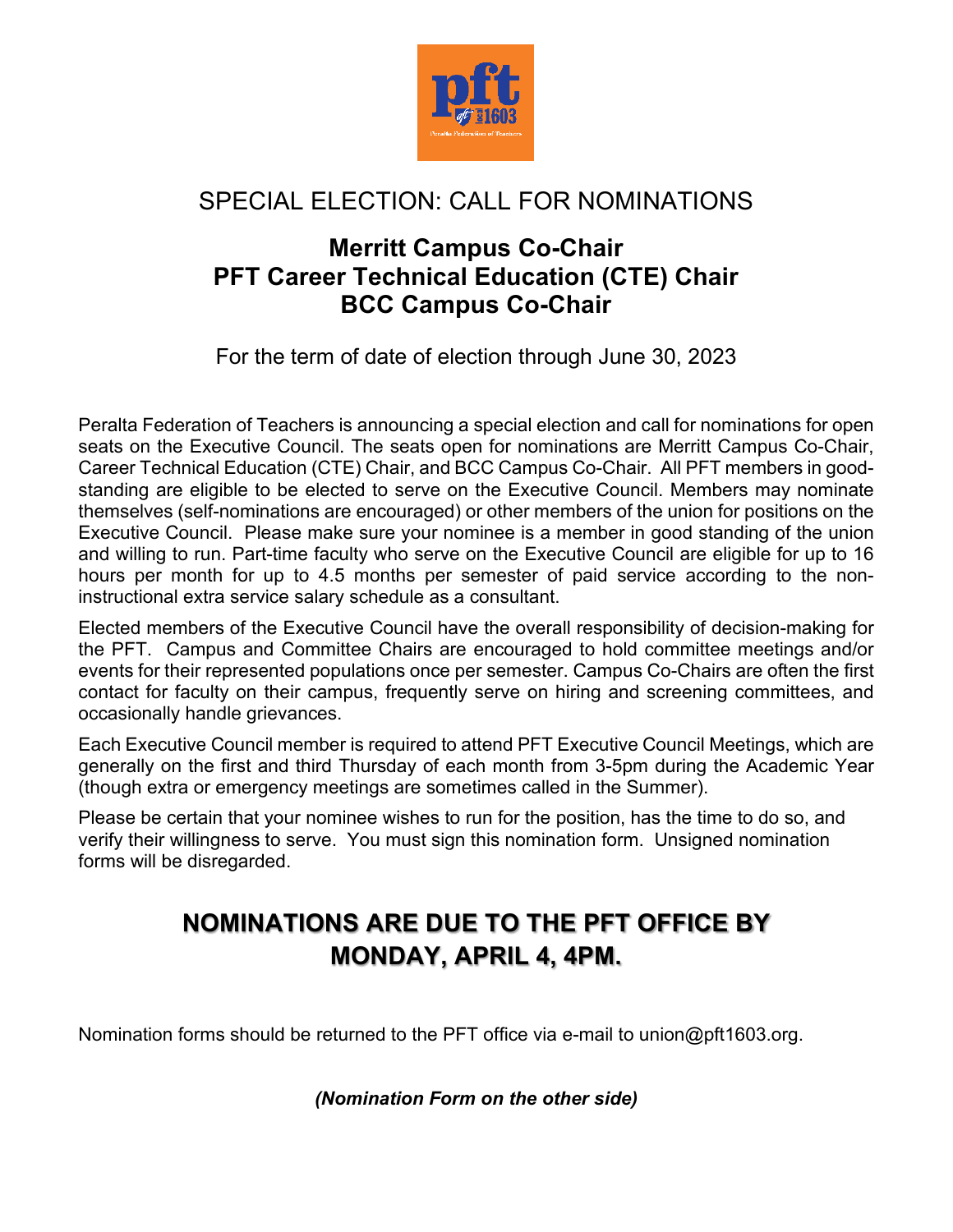# SPECIAL ELECTION: CALL FOR NOMINATIONS

## Merritt Campus Co-Chair
## PFT Career Technical Education (CTE) Chair
## BCC Campus Co-Chair

For the term of date of election through June 30, 2023

Peralta Federation of Teachers is announcing a special election and call for nominations for open seats on the Executive Council. The seats open for nominations are Merritt Campus Co-Chair, Career Technical Education (CTE) Chair, and BCC Campus Co-Chair. All PFT members in good-standing are eligible to be elected to serve on the Executive Council. Members may nominate themselves (self-nominations are encouraged) or other members of the union for positions on the Executive Council. Please make sure your nominee is a member in good standing of the union and willing to run. Part-time faculty who serve on the Executive Council are eligible for up to 16 hours per month for up to 4.5 months per semester of paid service according to the non-instructional extra service salary schedule as a consultant.

Elected members of the Executive Council have the overall responsibility of decision-making for the PFT. Campus and Committee Chairs are encouraged to hold committee meetings and/or events for their represented populations once per semester. Campus Co-Chairs are often the first contact for faculty on their campus, frequently serve on hiring and screening committees, and occasionally handle grievances.

Each Executive Council member is required to attend PFT Executive Council Meetings, which are generally on the first and third Thursday of each month from 3-5pm during the Academic Year (though extra or emergency meetings are sometimes called in the Summer).

Please be certain that your nominee wishes to run for the position, has the time to do so, and verify their willingness to serve. You must sign this nomination form. Unsigned nomination forms will be disregarded.

## NOMINATIONS ARE DUE TO THE PFT OFFICE BY MONDAY, APRIL 4, 4PM.

Nomination forms should be returned to the PFT office via e-mail to union@pft1603.org.

***(Nomination Form on the other side)***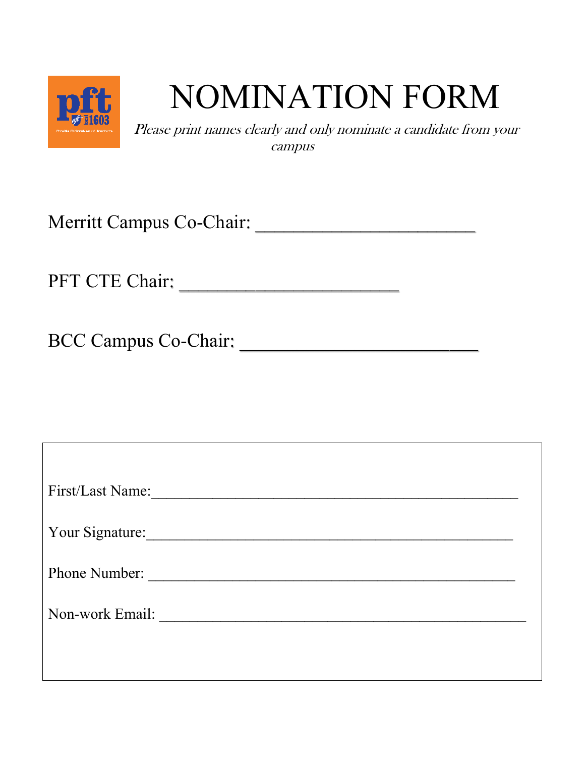# NOMINATION FORM

*Please print names clearly and only nominate a candidate from your campus*

Merritt Campus Co-Chair: ______________________

PFT CTE Chair: ______________________

BCC Campus Co-Chair: ________________________

First/Last Name:_______________________________________________

Your Signature:_______________________________________________

Phone Number: _______________________________________________

Non-work Email: _______________________________________________